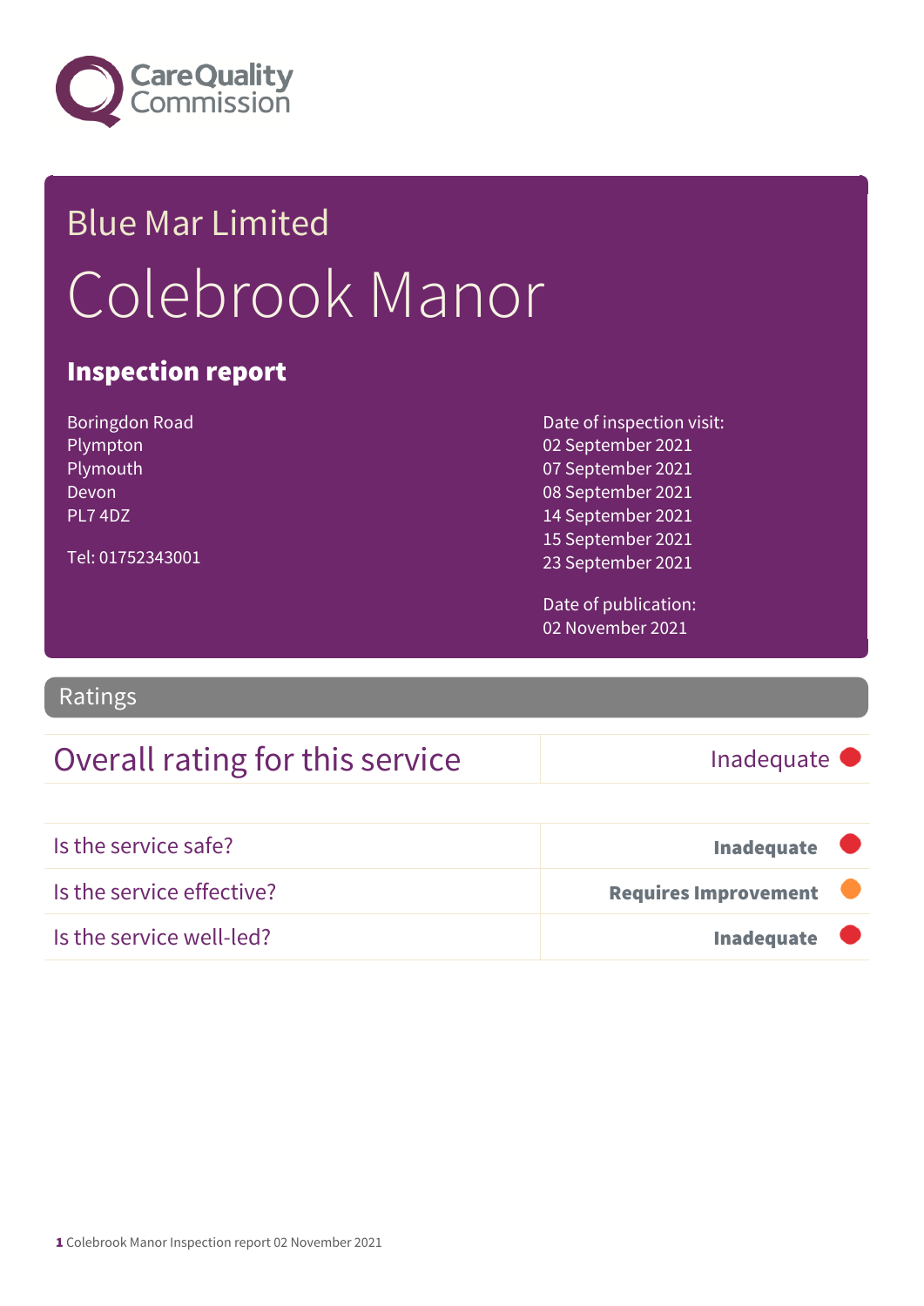Care Quality Commission

# Blue Mar Limited

# Colebrook Manor

## Inspection report

Boringdon Road
Plympton
Plymouth
Devon
PL7 4DZ

Tel: 01752343001

Date of inspection visit:
02 September 2021
07 September 2021
08 September 2021
14 September 2021
15 September 2021
23 September 2021

Date of publication:
02 November 2021

## Ratings

| Overall rating for this service | Inadequate |
|---|---|

| Is the service safe? | **Inadequate** |
|---|---|
| Is the service effective? | **Requires Improvement** |
| Is the service well-led? | **Inadequate** |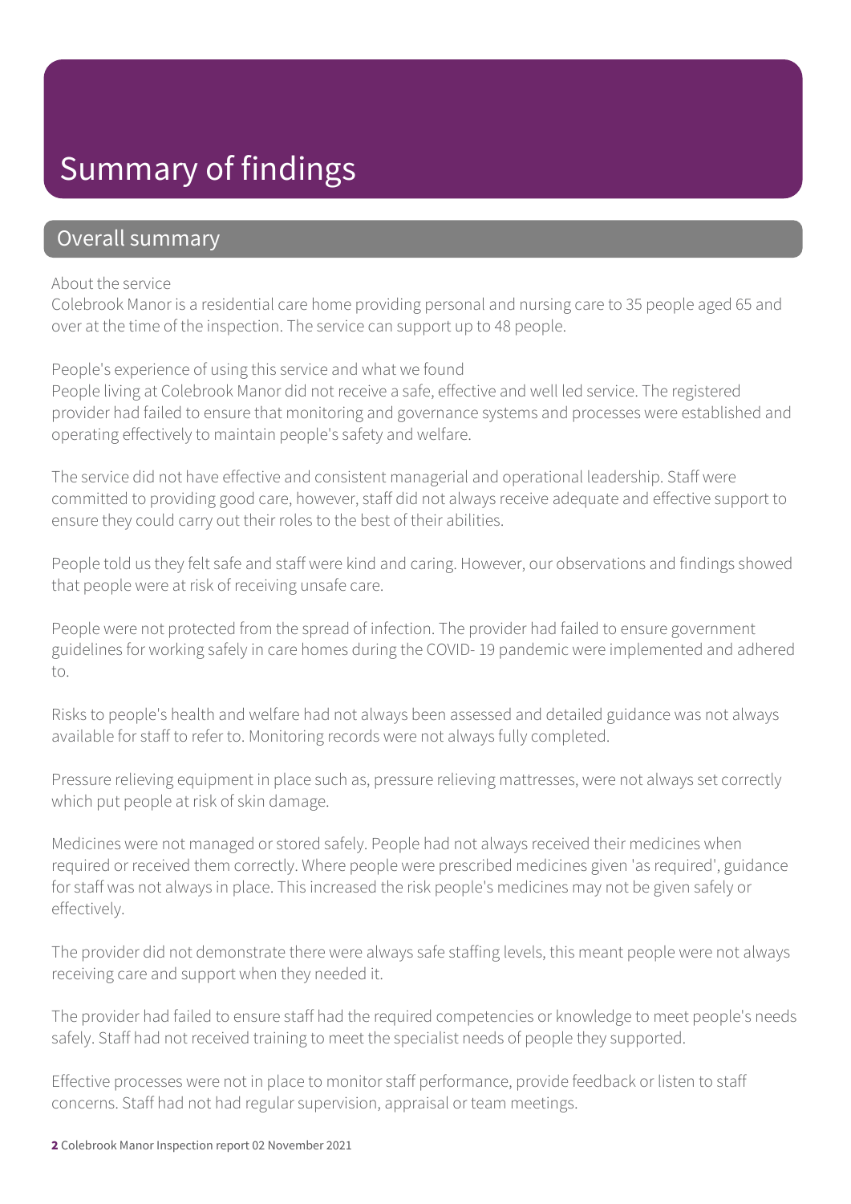# Summary of findings

## Overall summary

About the service

Colebrook Manor is a residential care home providing personal and nursing care to 35 people aged 65 and over at the time of the inspection. The service can support up to 48 people.

People's experience of using this service and what we found

People living at Colebrook Manor did not receive a safe, effective and well led service. The registered provider had failed to ensure that monitoring and governance systems and processes were established and operating effectively to maintain people's safety and welfare.

The service did not have effective and consistent managerial and operational leadership. Staff were committed to providing good care, however, staff did not always receive adequate and effective support to ensure they could carry out their roles to the best of their abilities.

People told us they felt safe and staff were kind and caring. However, our observations and findings showed that people were at risk of receiving unsafe care.

People were not protected from the spread of infection. The provider had failed to ensure government guidelines for working safely in care homes during the COVID- 19 pandemic were implemented and adhered to.

Risks to people's health and welfare had not always been assessed and detailed guidance was not always available for staff to refer to. Monitoring records were not always fully completed.

Pressure relieving equipment in place such as, pressure relieving mattresses, were not always set correctly which put people at risk of skin damage.

Medicines were not managed or stored safely. People had not always received their medicines when required or received them correctly. Where people were prescribed medicines given 'as required', guidance for staff was not always in place. This increased the risk people's medicines may not be given safely or effectively.

The provider did not demonstrate there were always safe staffing levels, this meant people were not always receiving care and support when they needed it.

The provider had failed to ensure staff had the required competencies or knowledge to meet people's needs safely. Staff had not received training to meet the specialist needs of people they supported.

Effective processes were not in place to monitor staff performance, provide feedback or listen to staff concerns. Staff had not had regular supervision, appraisal or team meetings.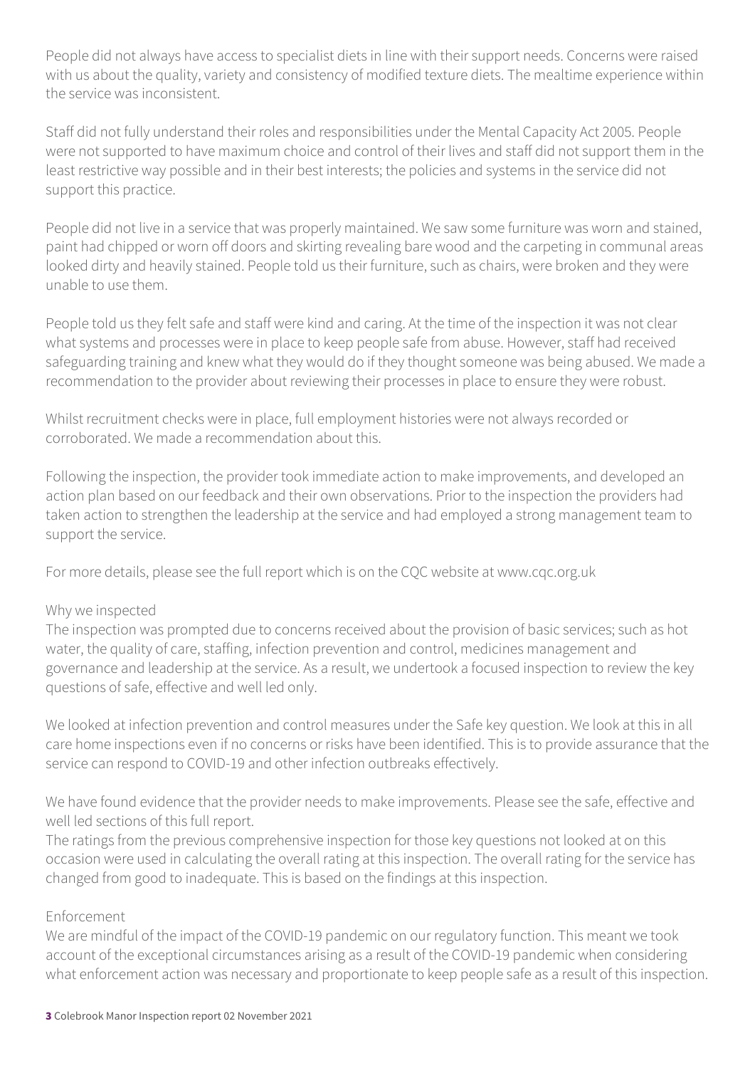People did not always have access to specialist diets in line with their support needs. Concerns were raised with us about the quality, variety and consistency of modified texture diets. The mealtime experience within the service was inconsistent.

Staff did not fully understand their roles and responsibilities under the Mental Capacity Act 2005. People were not supported to have maximum choice and control of their lives and staff did not support them in the least restrictive way possible and in their best interests; the policies and systems in the service did not support this practice.

People did not live in a service that was properly maintained. We saw some furniture was worn and stained, paint had chipped or worn off doors and skirting revealing bare wood and the carpeting in communal areas looked dirty and heavily stained. People told us their furniture, such as chairs, were broken and they were unable to use them.

People told us they felt safe and staff were kind and caring. At the time of the inspection it was not clear what systems and processes were in place to keep people safe from abuse. However, staff had received safeguarding training and knew what they would do if they thought someone was being abused. We made a recommendation to the provider about reviewing their processes in place to ensure they were robust.

Whilst recruitment checks were in place, full employment histories were not always recorded or corroborated. We made a recommendation about this.

Following the inspection, the provider took immediate action to make improvements, and developed an action plan based on our feedback and their own observations. Prior to the inspection the providers had taken action to strengthen the leadership at the service and had employed a strong management team to support the service.

For more details, please see the full report which is on the CQC website at www.cqc.org.uk

Why we inspected

The inspection was prompted due to concerns received about the provision of basic services; such as hot water, the quality of care, staffing, infection prevention and control, medicines management and governance and leadership at the service. As a result, we undertook a focused inspection to review the key questions of safe, effective and well led only.

We looked at infection prevention and control measures under the Safe key question. We look at this in all care home inspections even if no concerns or risks have been identified. This is to provide assurance that the service can respond to COVID-19 and other infection outbreaks effectively.

We have found evidence that the provider needs to make improvements. Please see the safe, effective and well led sections of this full report.

The ratings from the previous comprehensive inspection for those key questions not looked at on this occasion were used in calculating the overall rating at this inspection. The overall rating for the service has changed from good to inadequate. This is based on the findings at this inspection.

Enforcement

We are mindful of the impact of the COVID-19 pandemic on our regulatory function. This meant we took account of the exceptional circumstances arising as a result of the COVID-19 pandemic when considering what enforcement action was necessary and proportionate to keep people safe as a result of this inspection.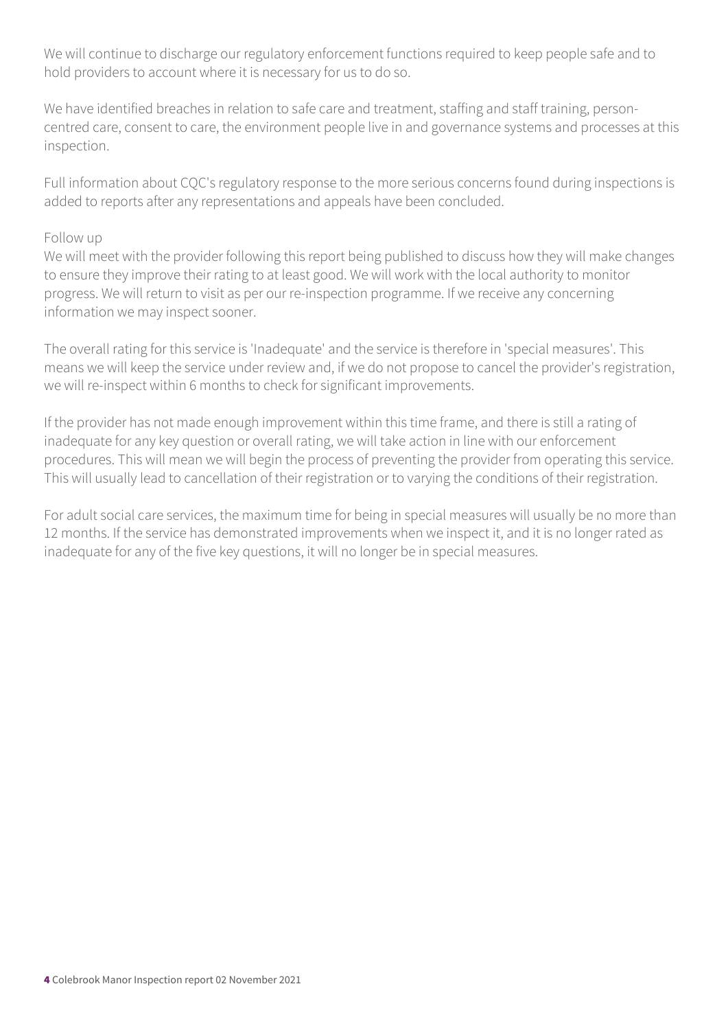We will continue to discharge our regulatory enforcement functions required to keep people safe and to hold providers to account where it is necessary for us to do so.

We have identified breaches in relation to safe care and treatment, staffing and staff training, person-centred care, consent to care, the environment people live in and governance systems and processes at this inspection.

Full information about CQC's regulatory response to the more serious concerns found during inspections is added to reports after any representations and appeals have been concluded.

Follow up

We will meet with the provider following this report being published to discuss how they will make changes to ensure they improve their rating to at least good. We will work with the local authority to monitor progress. We will return to visit as per our re-inspection programme. If we receive any concerning information we may inspect sooner.

The overall rating for this service is 'Inadequate' and the service is therefore in 'special measures'. This means we will keep the service under review and, if we do not propose to cancel the provider's registration, we will re-inspect within 6 months to check for significant improvements.

If the provider has not made enough improvement within this time frame, and there is still a rating of inadequate for any key question or overall rating, we will take action in line with our enforcement procedures. This will mean we will begin the process of preventing the provider from operating this service. This will usually lead to cancellation of their registration or to varying the conditions of their registration.

For adult social care services, the maximum time for being in special measures will usually be no more than 12 months. If the service has demonstrated improvements when we inspect it, and it is no longer rated as inadequate for any of the five key questions, it will no longer be in special measures.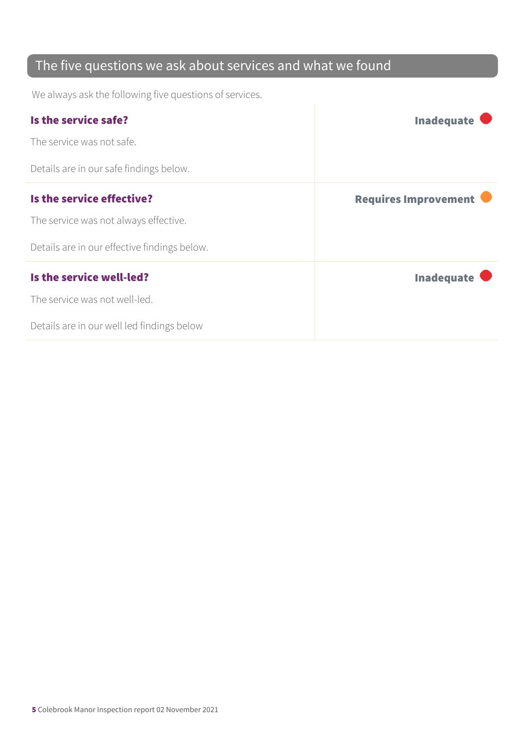## The five questions we ask about services and what we found

We always ask the following five questions of services.

| | |
|---|---|
| **Is the service safe?**<br><br>The service was not safe.<br><br>Details are in our safe findings below. | **Inadequate** |
| **Is the service effective?**<br><br>The service was not always effective.<br><br>Details are in our effective findings below. | **Requires Improvement** |
| **Is the service well-led?**<br><br>The service was not well-led.<br><br>Details are in our well led findings below | **Inadequate** |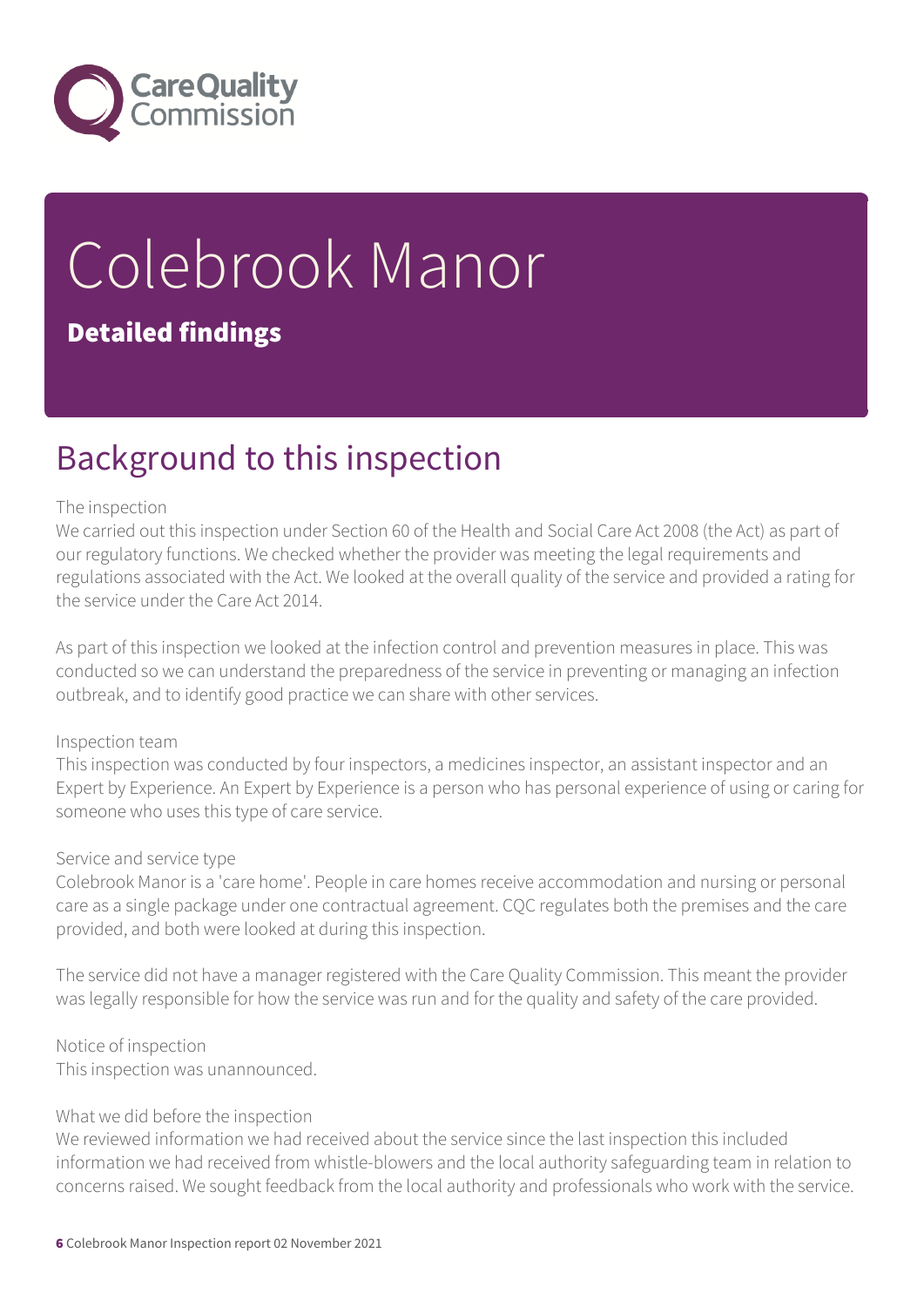# Colebrook Manor

**Detailed findings**

## Background to this inspection

### The inspection

We carried out this inspection under Section 60 of the Health and Social Care Act 2008 (the Act) as part of our regulatory functions. We checked whether the provider was meeting the legal requirements and regulations associated with the Act. We looked at the overall quality of the service and provided a rating for the service under the Care Act 2014.

As part of this inspection we looked at the infection control and prevention measures in place. This was conducted so we can understand the preparedness of the service in preventing or managing an infection outbreak, and to identify good practice we can share with other services.

### Inspection team

This inspection was conducted by four inspectors, a medicines inspector, an assistant inspector and an Expert by Experience. An Expert by Experience is a person who has personal experience of using or caring for someone who uses this type of care service.

### Service and service type

Colebrook Manor is a 'care home'. People in care homes receive accommodation and nursing or personal care as a single package under one contractual agreement. CQC regulates both the premises and the care provided, and both were looked at during this inspection.

The service did not have a manager registered with the Care Quality Commission. This meant the provider was legally responsible for how the service was run and for the quality and safety of the care provided.

### Notice of inspection

This inspection was unannounced.

### What we did before the inspection

We reviewed information we had received about the service since the last inspection this included information we had received from whistle-blowers and the local authority safeguarding team in relation to concerns raised. We sought feedback from the local authority and professionals who work with the service.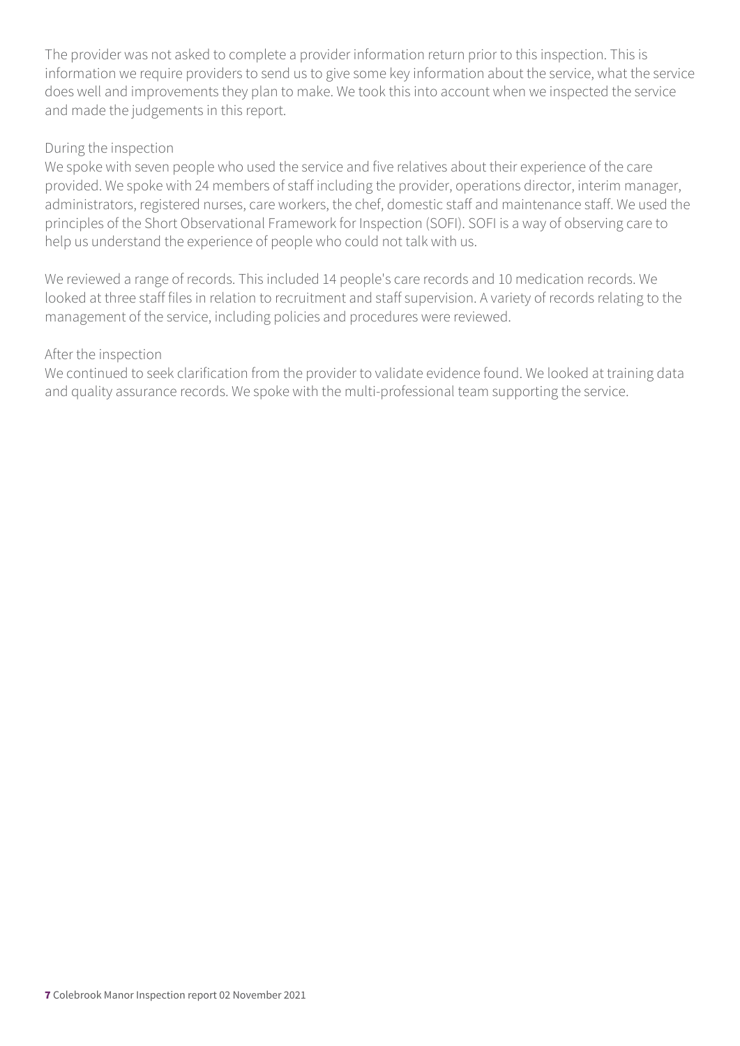The provider was not asked to complete a provider information return prior to this inspection. This is information we require providers to send us to give some key information about the service, what the service does well and improvements they plan to make. We took this into account when we inspected the service and made the judgements in this report.

During the inspection

We spoke with seven people who used the service and five relatives about their experience of the care provided. We spoke with 24 members of staff including the provider, operations director, interim manager, administrators, registered nurses, care workers, the chef, domestic staff and maintenance staff. We used the principles of the Short Observational Framework for Inspection (SOFI). SOFI is a way of observing care to help us understand the experience of people who could not talk with us.

We reviewed a range of records. This included 14 people's care records and 10 medication records. We looked at three staff files in relation to recruitment and staff supervision. A variety of records relating to the management of the service, including policies and procedures were reviewed.

After the inspection

We continued to seek clarification from the provider to validate evidence found. We looked at training data and quality assurance records. We spoke with the multi-professional team supporting the service.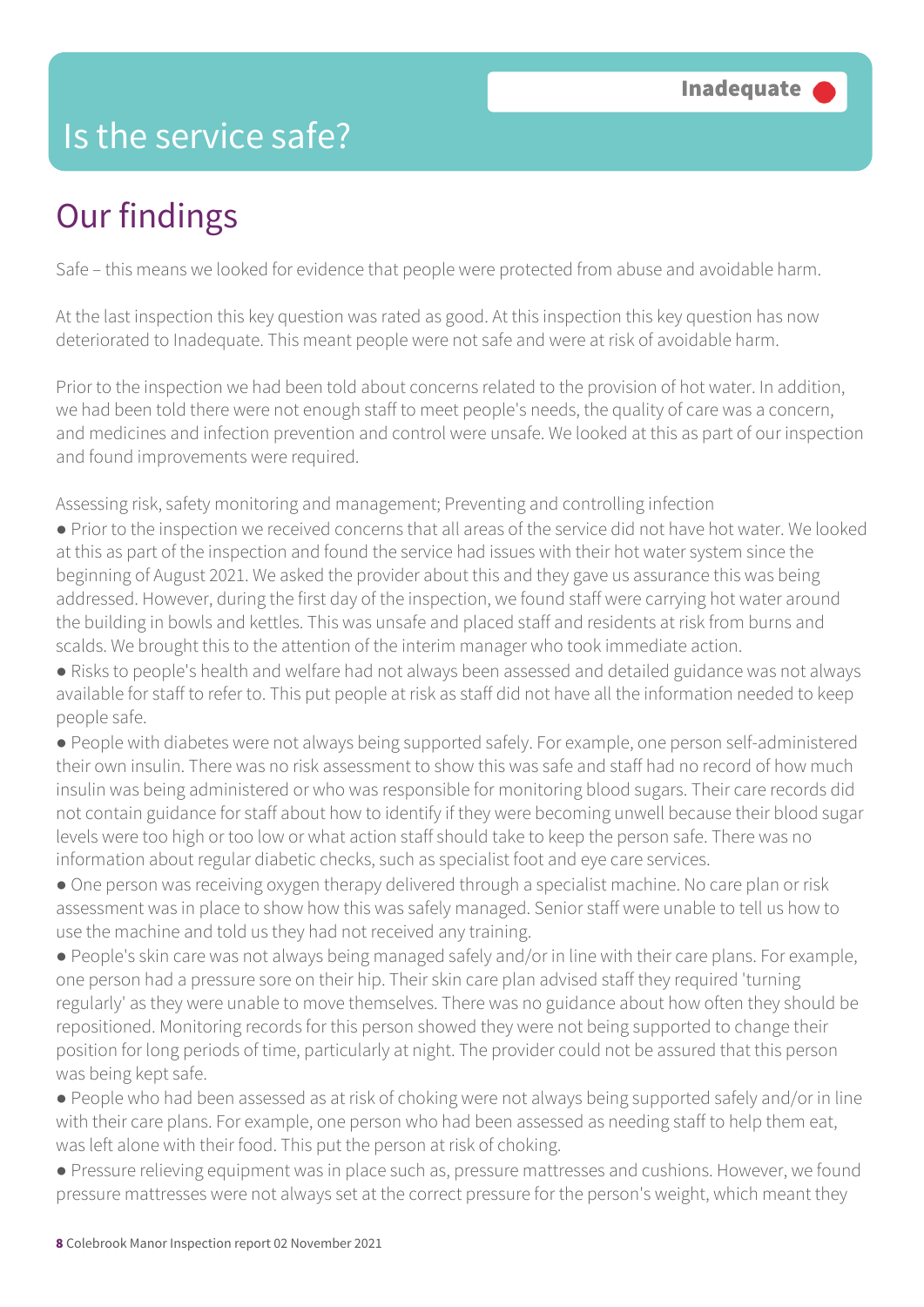# Is the service safe?

**Inadequate**

## Our findings

Safe – this means we looked for evidence that people were protected from abuse and avoidable harm.

At the last inspection this key question was rated as good. At this inspection this key question has now deteriorated to Inadequate. This meant people were not safe and were at risk of avoidable harm.

Prior to the inspection we had been told about concerns related to the provision of hot water. In addition, we had been told there were not enough staff to meet people's needs, the quality of care was a concern, and medicines and infection prevention and control were unsafe. We looked at this as part of our inspection and found improvements were required.

Assessing risk, safety monitoring and management; Preventing and controlling infection

- Prior to the inspection we received concerns that all areas of the service did not have hot water. We looked at this as part of the inspection and found the service had issues with their hot water system since the beginning of August 2021. We asked the provider about this and they gave us assurance this was being addressed. However, during the first day of the inspection, we found staff were carrying hot water around the building in bowls and kettles. This was unsafe and placed staff and residents at risk from burns and scalds. We brought this to the attention of the interim manager who took immediate action.
- Risks to people's health and welfare had not always been assessed and detailed guidance was not always available for staff to refer to. This put people at risk as staff did not have all the information needed to keep people safe.
- People with diabetes were not always being supported safely. For example, one person self-administered their own insulin. There was no risk assessment to show this was safe and staff had no record of how much insulin was being administered or who was responsible for monitoring blood sugars. Their care records did not contain guidance for staff about how to identify if they were becoming unwell because their blood sugar levels were too high or too low or what action staff should take to keep the person safe. There was no information about regular diabetic checks, such as specialist foot and eye care services.
- One person was receiving oxygen therapy delivered through a specialist machine. No care plan or risk assessment was in place to show how this was safely managed. Senior staff were unable to tell us how to use the machine and told us they had not received any training.
- People's skin care was not always being managed safely and/or in line with their care plans. For example, one person had a pressure sore on their hip. Their skin care plan advised staff they required 'turning regularly' as they were unable to move themselves. There was no guidance about how often they should be repositioned. Monitoring records for this person showed they were not being supported to change their position for long periods of time, particularly at night. The provider could not be assured that this person was being kept safe.
- People who had been assessed as at risk of choking were not always being supported safely and/or in line with their care plans. For example, one person who had been assessed as needing staff to help them eat, was left alone with their food. This put the person at risk of choking.
- Pressure relieving equipment was in place such as, pressure mattresses and cushions. However, we found pressure mattresses were not always set at the correct pressure for the person's weight, which meant they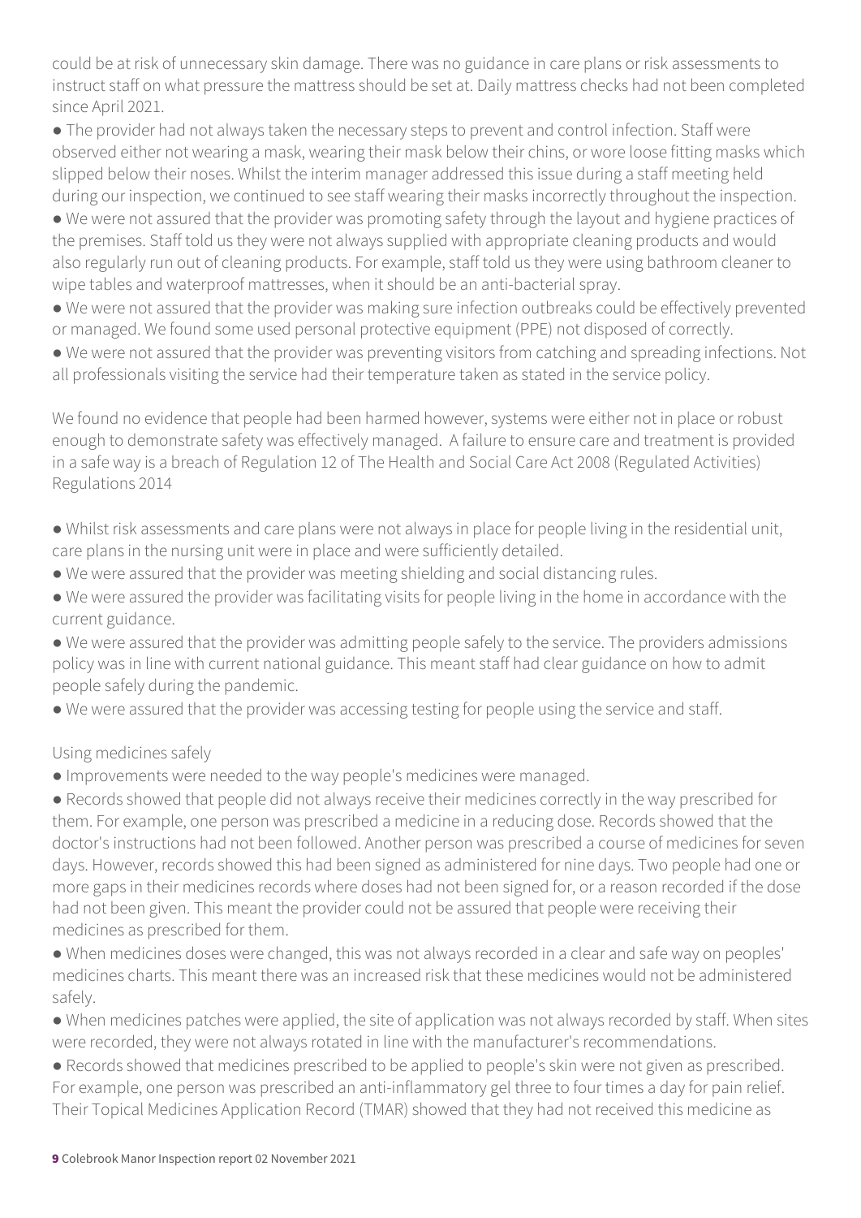could be at risk of unnecessary skin damage. There was no guidance in care plans or risk assessments to instruct staff on what pressure the mattress should be set at. Daily mattress checks had not been completed since April 2021.

- The provider had not always taken the necessary steps to prevent and control infection. Staff were observed either not wearing a mask, wearing their mask below their chins, or wore loose fitting masks which slipped below their noses. Whilst the interim manager addressed this issue during a staff meeting held during our inspection, we continued to see staff wearing their masks incorrectly throughout the inspection.
- We were not assured that the provider was promoting safety through the layout and hygiene practices of the premises. Staff told us they were not always supplied with appropriate cleaning products and would also regularly run out of cleaning products. For example, staff told us they were using bathroom cleaner to wipe tables and waterproof mattresses, when it should be an anti-bacterial spray.
- We were not assured that the provider was making sure infection outbreaks could be effectively prevented or managed. We found some used personal protective equipment (PPE) not disposed of correctly.
- We were not assured that the provider was preventing visitors from catching and spreading infections. Not all professionals visiting the service had their temperature taken as stated in the service policy.

We found no evidence that people had been harmed however, systems were either not in place or robust enough to demonstrate safety was effectively managed. A failure to ensure care and treatment is provided in a safe way is a breach of Regulation 12 of The Health and Social Care Act 2008 (Regulated Activities) Regulations 2014

- Whilst risk assessments and care plans were not always in place for people living in the residential unit, care plans in the nursing unit were in place and were sufficiently detailed.
- We were assured that the provider was meeting shielding and social distancing rules.
- We were assured the provider was facilitating visits for people living in the home in accordance with the current guidance.
- We were assured that the provider was admitting people safely to the service. The providers admissions policy was in line with current national guidance. This meant staff had clear guidance on how to admit people safely during the pandemic.
- We were assured that the provider was accessing testing for people using the service and staff.

Using medicines safely

- Improvements were needed to the way people's medicines were managed.
- Records showed that people did not always receive their medicines correctly in the way prescribed for them. For example, one person was prescribed a medicine in a reducing dose. Records showed that the doctor's instructions had not been followed. Another person was prescribed a course of medicines for seven days. However, records showed this had been signed as administered for nine days. Two people had one or more gaps in their medicines records where doses had not been signed for, or a reason recorded if the dose had not been given. This meant the provider could not be assured that people were receiving their medicines as prescribed for them.
- When medicines doses were changed, this was not always recorded in a clear and safe way on peoples' medicines charts. This meant there was an increased risk that these medicines would not be administered safely.
- When medicines patches were applied, the site of application was not always recorded by staff. When sites were recorded, they were not always rotated in line with the manufacturer's recommendations.
- Records showed that medicines prescribed to be applied to people's skin were not given as prescribed. For example, one person was prescribed an anti-inflammatory gel three to four times a day for pain relief. Their Topical Medicines Application Record (TMAR) showed that they had not received this medicine as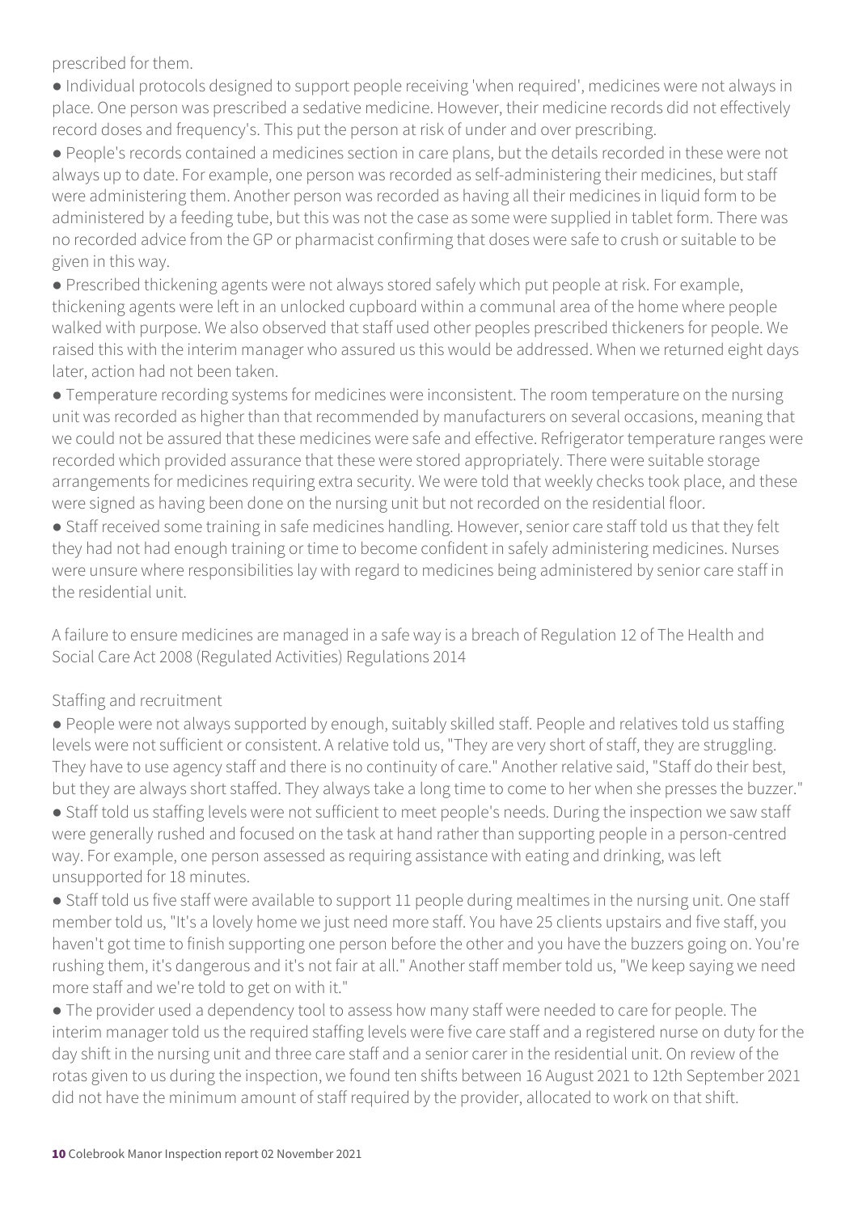prescribed for them.

- Individual protocols designed to support people receiving 'when required', medicines were not always in place. One person was prescribed a sedative medicine. However, their medicine records did not effectively record doses and frequency's. This put the person at risk of under and over prescribing.
- People's records contained a medicines section in care plans, but the details recorded in these were not always up to date. For example, one person was recorded as self-administering their medicines, but staff were administering them. Another person was recorded as having all their medicines in liquid form to be administered by a feeding tube, but this was not the case as some were supplied in tablet form. There was no recorded advice from the GP or pharmacist confirming that doses were safe to crush or suitable to be given in this way.
- Prescribed thickening agents were not always stored safely which put people at risk. For example, thickening agents were left in an unlocked cupboard within a communal area of the home where people walked with purpose. We also observed that staff used other peoples prescribed thickeners for people. We raised this with the interim manager who assured us this would be addressed. When we returned eight days later, action had not been taken.
- Temperature recording systems for medicines were inconsistent. The room temperature on the nursing unit was recorded as higher than that recommended by manufacturers on several occasions, meaning that we could not be assured that these medicines were safe and effective. Refrigerator temperature ranges were recorded which provided assurance that these were stored appropriately. There were suitable storage arrangements for medicines requiring extra security. We were told that weekly checks took place, and these were signed as having been done on the nursing unit but not recorded on the residential floor.
- Staff received some training in safe medicines handling. However, senior care staff told us that they felt they had not had enough training or time to become confident in safely administering medicines. Nurses were unsure where responsibilities lay with regard to medicines being administered by senior care staff in the residential unit.

A failure to ensure medicines are managed in a safe way is a breach of Regulation 12 of The Health and Social Care Act 2008 (Regulated Activities) Regulations 2014

## Staffing and recruitment

- People were not always supported by enough, suitably skilled staff. People and relatives told us staffing levels were not sufficient or consistent. A relative told us, "They are very short of staff, they are struggling. They have to use agency staff and there is no continuity of care." Another relative said, "Staff do their best, but they are always short staffed. They always take a long time to come to her when she presses the buzzer."
- Staff told us staffing levels were not sufficient to meet people's needs. During the inspection we saw staff were generally rushed and focused on the task at hand rather than supporting people in a person-centred way. For example, one person assessed as requiring assistance with eating and drinking, was left unsupported for 18 minutes.
- Staff told us five staff were available to support 11 people during mealtimes in the nursing unit. One staff member told us, "It's a lovely home we just need more staff. You have 25 clients upstairs and five staff, you haven't got time to finish supporting one person before the other and you have the buzzers going on. You're rushing them, it's dangerous and it's not fair at all." Another staff member told us, "We keep saying we need more staff and we're told to get on with it."
- The provider used a dependency tool to assess how many staff were needed to care for people. The interim manager told us the required staffing levels were five care staff and a registered nurse on duty for the day shift in the nursing unit and three care staff and a senior carer in the residential unit. On review of the rotas given to us during the inspection, we found ten shifts between 16 August 2021 to 12th September 2021 did not have the minimum amount of staff required by the provider, allocated to work on that shift.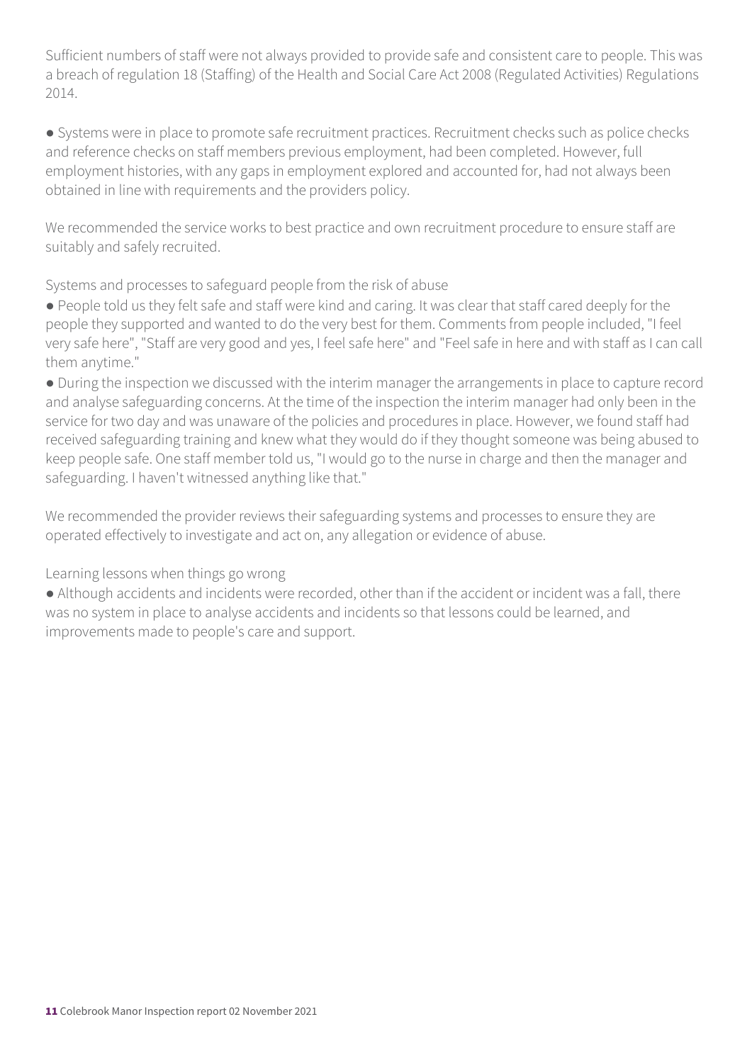Sufficient numbers of staff were not always provided to provide safe and consistent care to people. This was a breach of regulation 18 (Staffing) of the Health and Social Care Act 2008 (Regulated Activities) Regulations 2014.

- Systems were in place to promote safe recruitment practices. Recruitment checks such as police checks and reference checks on staff members previous employment, had been completed. However, full employment histories, with any gaps in employment explored and accounted for, had not always been obtained in line with requirements and the providers policy.

We recommended the service works to best practice and own recruitment procedure to ensure staff are suitably and safely recruited.

Systems and processes to safeguard people from the risk of abuse

- People told us they felt safe and staff were kind and caring. It was clear that staff cared deeply for the people they supported and wanted to do the very best for them. Comments from people included, "I feel very safe here", "Staff are very good and yes, I feel safe here" and "Feel safe in here and with staff as I can call them anytime."
- During the inspection we discussed with the interim manager the arrangements in place to capture record and analyse safeguarding concerns. At the time of the inspection the interim manager had only been in the service for two day and was unaware of the policies and procedures in place. However, we found staff had received safeguarding training and knew what they would do if they thought someone was being abused to keep people safe. One staff member told us, "I would go to the nurse in charge and then the manager and safeguarding. I haven't witnessed anything like that."

We recommended the provider reviews their safeguarding systems and processes to ensure they are operated effectively to investigate and act on, any allegation or evidence of abuse.

Learning lessons when things go wrong

- Although accidents and incidents were recorded, other than if the accident or incident was a fall, there was no system in place to analyse accidents and incidents so that lessons could be learned, and improvements made to people's care and support.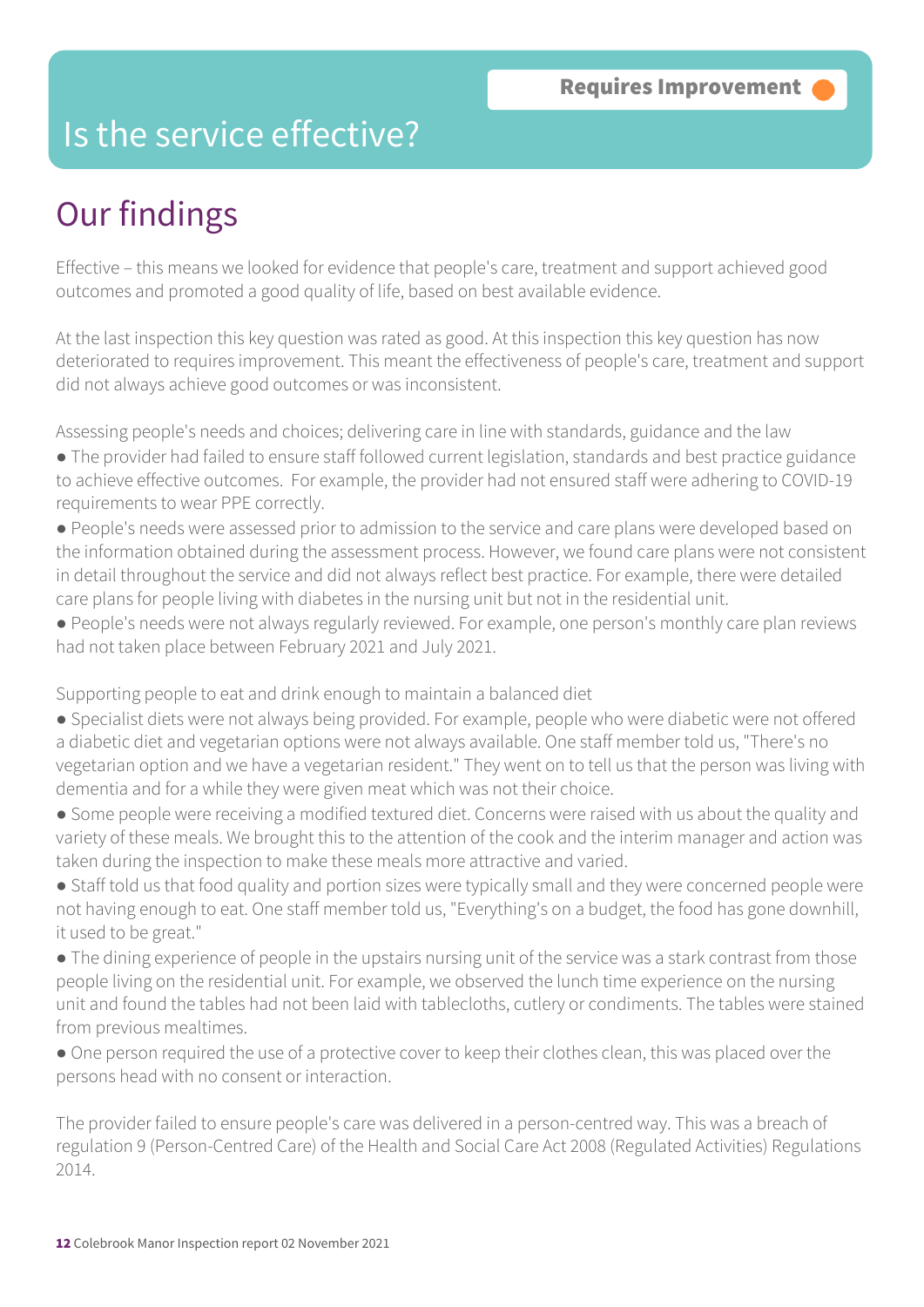Requires Improvement

# Is the service effective?

## Our findings

Effective – this means we looked for evidence that people's care, treatment and support achieved good outcomes and promoted a good quality of life, based on best available evidence.

At the last inspection this key question was rated as good. At this inspection this key question has now deteriorated to requires improvement. This meant the effectiveness of people's care, treatment and support did not always achieve good outcomes or was inconsistent.

Assessing people's needs and choices; delivering care in line with standards, guidance and the law

- The provider had failed to ensure staff followed current legislation, standards and best practice guidance to achieve effective outcomes. For example, the provider had not ensured staff were adhering to COVID-19 requirements to wear PPE correctly.
- People's needs were assessed prior to admission to the service and care plans were developed based on the information obtained during the assessment process. However, we found care plans were not consistent in detail throughout the service and did not always reflect best practice. For example, there were detailed care plans for people living with diabetes in the nursing unit but not in the residential unit.
- People's needs were not always regularly reviewed. For example, one person's monthly care plan reviews had not taken place between February 2021 and July 2021.

Supporting people to eat and drink enough to maintain a balanced diet

- Specialist diets were not always being provided. For example, people who were diabetic were not offered a diabetic diet and vegetarian options were not always available. One staff member told us, "There's no vegetarian option and we have a vegetarian resident." They went on to tell us that the person was living with dementia and for a while they were given meat which was not their choice.
- Some people were receiving a modified textured diet. Concerns were raised with us about the quality and variety of these meals. We brought this to the attention of the cook and the interim manager and action was taken during the inspection to make these meals more attractive and varied.
- Staff told us that food quality and portion sizes were typically small and they were concerned people were not having enough to eat. One staff member told us, "Everything's on a budget, the food has gone downhill, it used to be great."
- The dining experience of people in the upstairs nursing unit of the service was a stark contrast from those people living on the residential unit. For example, we observed the lunch time experience on the nursing unit and found the tables had not been laid with tablecloths, cutlery or condiments. The tables were stained from previous mealtimes.
- One person required the use of a protective cover to keep their clothes clean, this was placed over the persons head with no consent or interaction.

The provider failed to ensure people's care was delivered in a person-centred way. This was a breach of regulation 9 (Person-Centred Care) of the Health and Social Care Act 2008 (Regulated Activities) Regulations 2014.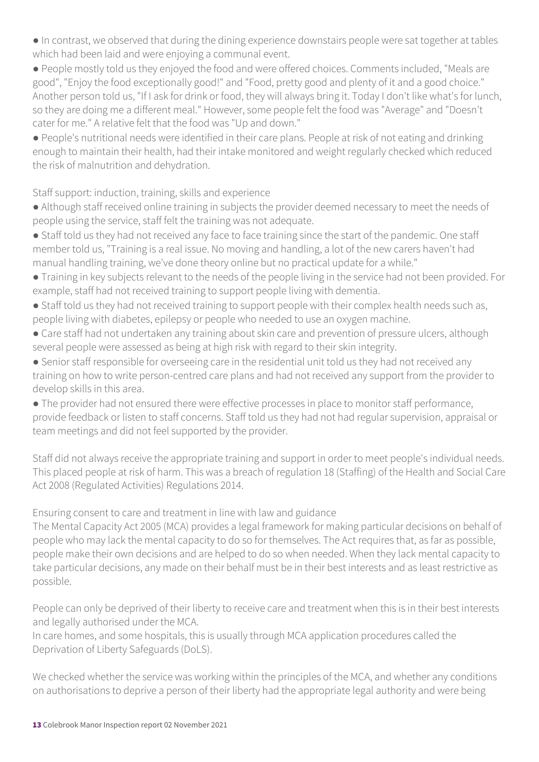- In contrast, we observed that during the dining experience downstairs people were sat together at tables which had been laid and were enjoying a communal event.
- People mostly told us they enjoyed the food and were offered choices. Comments included, "Meals are good", "Enjoy the food exceptionally good!" and "Food, pretty good and plenty of it and a good choice." Another person told us, "If I ask for drink or food, they will always bring it. Today I don't like what's for lunch, so they are doing me a different meal." However, some people felt the food was "Average" and "Doesn't cater for me." A relative felt that the food was "Up and down."
- People's nutritional needs were identified in their care plans. People at risk of not eating and drinking enough to maintain their health, had their intake monitored and weight regularly checked which reduced the risk of malnutrition and dehydration.

Staff support: induction, training, skills and experience

- Although staff received online training in subjects the provider deemed necessary to meet the needs of people using the service, staff felt the training was not adequate.
- Staff told us they had not received any face to face training since the start of the pandemic. One staff member told us, "Training is a real issue. No moving and handling, a lot of the new carers haven't had manual handling training, we've done theory online but no practical update for a while."
- Training in key subjects relevant to the needs of the people living in the service had not been provided. For example, staff had not received training to support people living with dementia.
- Staff told us they had not received training to support people with their complex health needs such as, people living with diabetes, epilepsy or people who needed to use an oxygen machine.
- Care staff had not undertaken any training about skin care and prevention of pressure ulcers, although several people were assessed as being at high risk with regard to their skin integrity.
- Senior staff responsible for overseeing care in the residential unit told us they had not received any training on how to write person-centred care plans and had not received any support from the provider to develop skills in this area.
- The provider had not ensured there were effective processes in place to monitor staff performance, provide feedback or listen to staff concerns. Staff told us they had not had regular supervision, appraisal or team meetings and did not feel supported by the provider.

Staff did not always receive the appropriate training and support in order to meet people's individual needs. This placed people at risk of harm. This was a breach of regulation 18 (Staffing) of the Health and Social Care Act 2008 (Regulated Activities) Regulations 2014.

Ensuring consent to care and treatment in line with law and guidance

The Mental Capacity Act 2005 (MCA) provides a legal framework for making particular decisions on behalf of people who may lack the mental capacity to do so for themselves. The Act requires that, as far as possible, people make their own decisions and are helped to do so when needed. When they lack mental capacity to take particular decisions, any made on their behalf must be in their best interests and as least restrictive as possible.

People can only be deprived of their liberty to receive care and treatment when this is in their best interests and legally authorised under the MCA.
In care homes, and some hospitals, this is usually through MCA application procedures called the Deprivation of Liberty Safeguards (DoLS).

We checked whether the service was working within the principles of the MCA, and whether any conditions on authorisations to deprive a person of their liberty had the appropriate legal authority and were being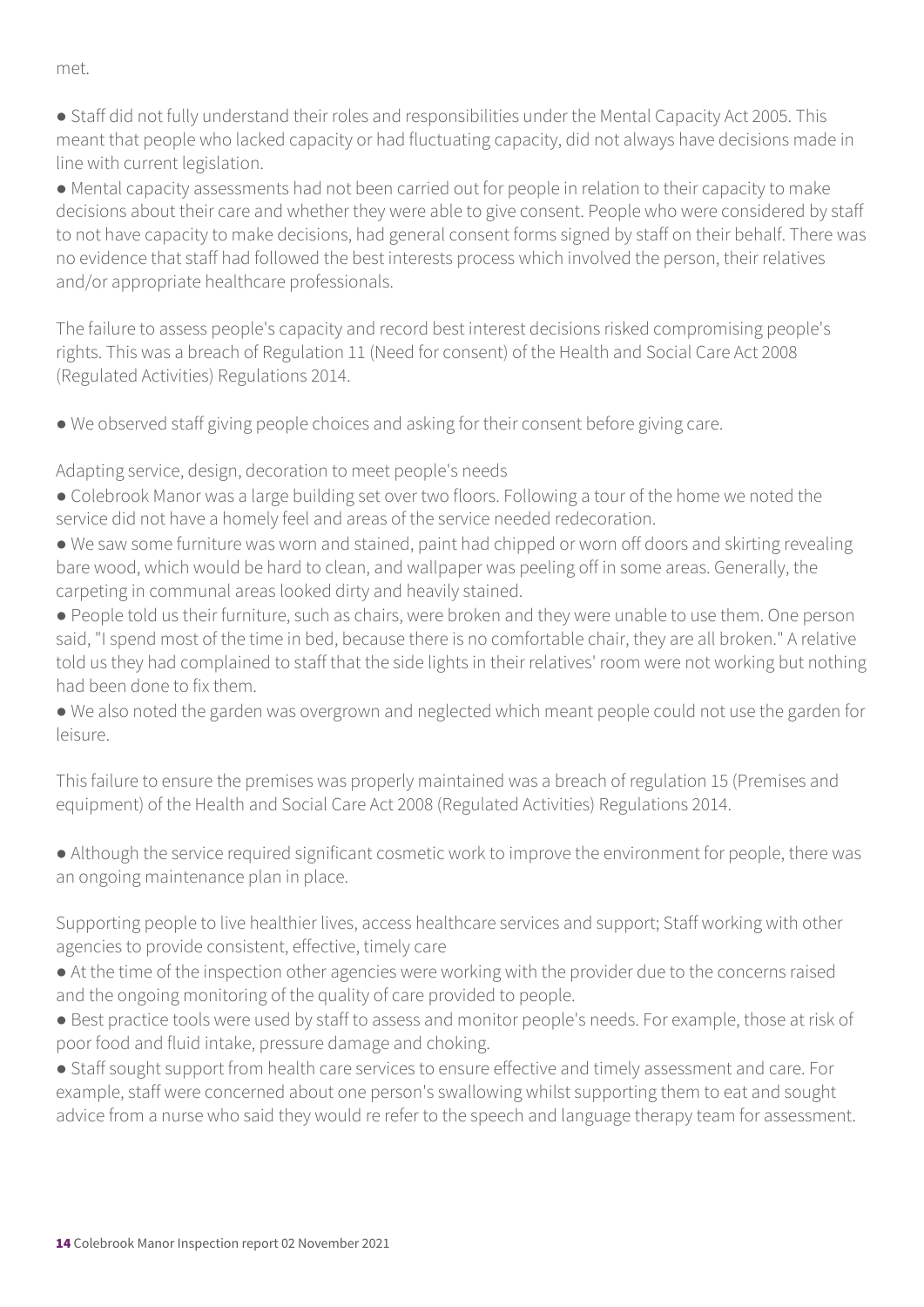met.

- Staff did not fully understand their roles and responsibilities under the Mental Capacity Act 2005. This meant that people who lacked capacity or had fluctuating capacity, did not always have decisions made in line with current legislation.
- Mental capacity assessments had not been carried out for people in relation to their capacity to make decisions about their care and whether they were able to give consent. People who were considered by staff to not have capacity to make decisions, had general consent forms signed by staff on their behalf. There was no evidence that staff had followed the best interests process which involved the person, their relatives and/or appropriate healthcare professionals.

The failure to assess people's capacity and record best interest decisions risked compromising people's rights. This was a breach of Regulation 11 (Need for consent) of the Health and Social Care Act 2008 (Regulated Activities) Regulations 2014.

- We observed staff giving people choices and asking for their consent before giving care.

Adapting service, design, decoration to meet people's needs

- Colebrook Manor was a large building set over two floors. Following a tour of the home we noted the service did not have a homely feel and areas of the service needed redecoration.
- We saw some furniture was worn and stained, paint had chipped or worn off doors and skirting revealing bare wood, which would be hard to clean, and wallpaper was peeling off in some areas. Generally, the carpeting in communal areas looked dirty and heavily stained.
- People told us their furniture, such as chairs, were broken and they were unable to use them. One person said, "I spend most of the time in bed, because there is no comfortable chair, they are all broken." A relative told us they had complained to staff that the side lights in their relatives' room were not working but nothing had been done to fix them.
- We also noted the garden was overgrown and neglected which meant people could not use the garden for leisure.

This failure to ensure the premises was properly maintained was a breach of regulation 15 (Premises and equipment) of the Health and Social Care Act 2008 (Regulated Activities) Regulations 2014.

- Although the service required significant cosmetic work to improve the environment for people, there was an ongoing maintenance plan in place.

Supporting people to live healthier lives, access healthcare services and support; Staff working with other agencies to provide consistent, effective, timely care

- At the time of the inspection other agencies were working with the provider due to the concerns raised and the ongoing monitoring of the quality of care provided to people.
- Best practice tools were used by staff to assess and monitor people's needs. For example, those at risk of poor food and fluid intake, pressure damage and choking.
- Staff sought support from health care services to ensure effective and timely assessment and care. For example, staff were concerned about one person's swallowing whilst supporting them to eat and sought advice from a nurse who said they would re refer to the speech and language therapy team for assessment.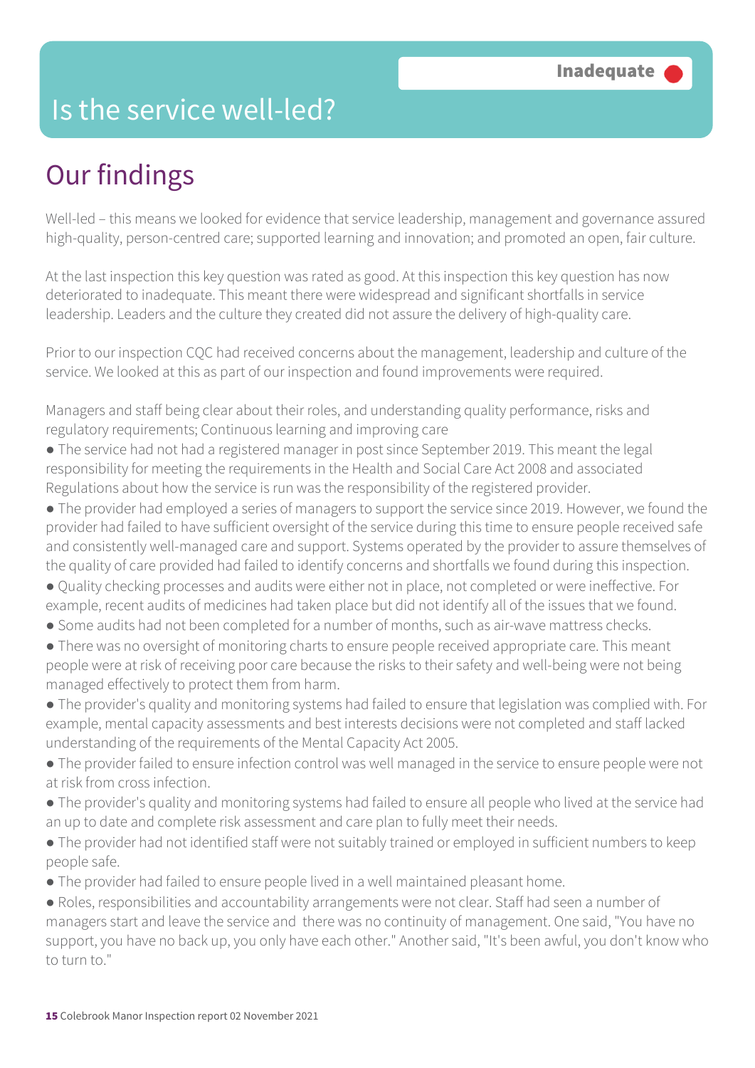# Is the service well-led?

**Inadequate**

## Our findings

Well-led – this means we looked for evidence that service leadership, management and governance assured high-quality, person-centred care; supported learning and innovation; and promoted an open, fair culture.

At the last inspection this key question was rated as good. At this inspection this key question has now deteriorated to inadequate. This meant there were widespread and significant shortfalls in service leadership. Leaders and the culture they created did not assure the delivery of high-quality care.

Prior to our inspection CQC had received concerns about the management, leadership and culture of the service. We looked at this as part of our inspection and found improvements were required.

Managers and staff being clear about their roles, and understanding quality performance, risks and regulatory requirements; Continuous learning and improving care

- The service had not had a registered manager in post since September 2019. This meant the legal responsibility for meeting the requirements in the Health and Social Care Act 2008 and associated Regulations about how the service is run was the responsibility of the registered provider.
- The provider had employed a series of managers to support the service since 2019. However, we found the provider had failed to have sufficient oversight of the service during this time to ensure people received safe and consistently well-managed care and support. Systems operated by the provider to assure themselves of the quality of care provided had failed to identify concerns and shortfalls we found during this inspection.
- Quality checking processes and audits were either not in place, not completed or were ineffective. For example, recent audits of medicines had taken place but did not identify all of the issues that we found.
- Some audits had not been completed for a number of months, such as air-wave mattress checks.
- There was no oversight of monitoring charts to ensure people received appropriate care. This meant people were at risk of receiving poor care because the risks to their safety and well-being were not being managed effectively to protect them from harm.
- The provider's quality and monitoring systems had failed to ensure that legislation was complied with. For example, mental capacity assessments and best interests decisions were not completed and staff lacked understanding of the requirements of the Mental Capacity Act 2005.
- The provider failed to ensure infection control was well managed in the service to ensure people were not at risk from cross infection.
- The provider's quality and monitoring systems had failed to ensure all people who lived at the service had an up to date and complete risk assessment and care plan to fully meet their needs.
- The provider had not identified staff were not suitably trained or employed in sufficient numbers to keep people safe.
- The provider had failed to ensure people lived in a well maintained pleasant home.
- Roles, responsibilities and accountability arrangements were not clear. Staff had seen a number of managers start and leave the service and there was no continuity of management. One said, "You have no support, you have no back up, you only have each other." Another said, "It's been awful, you don't know who to turn to."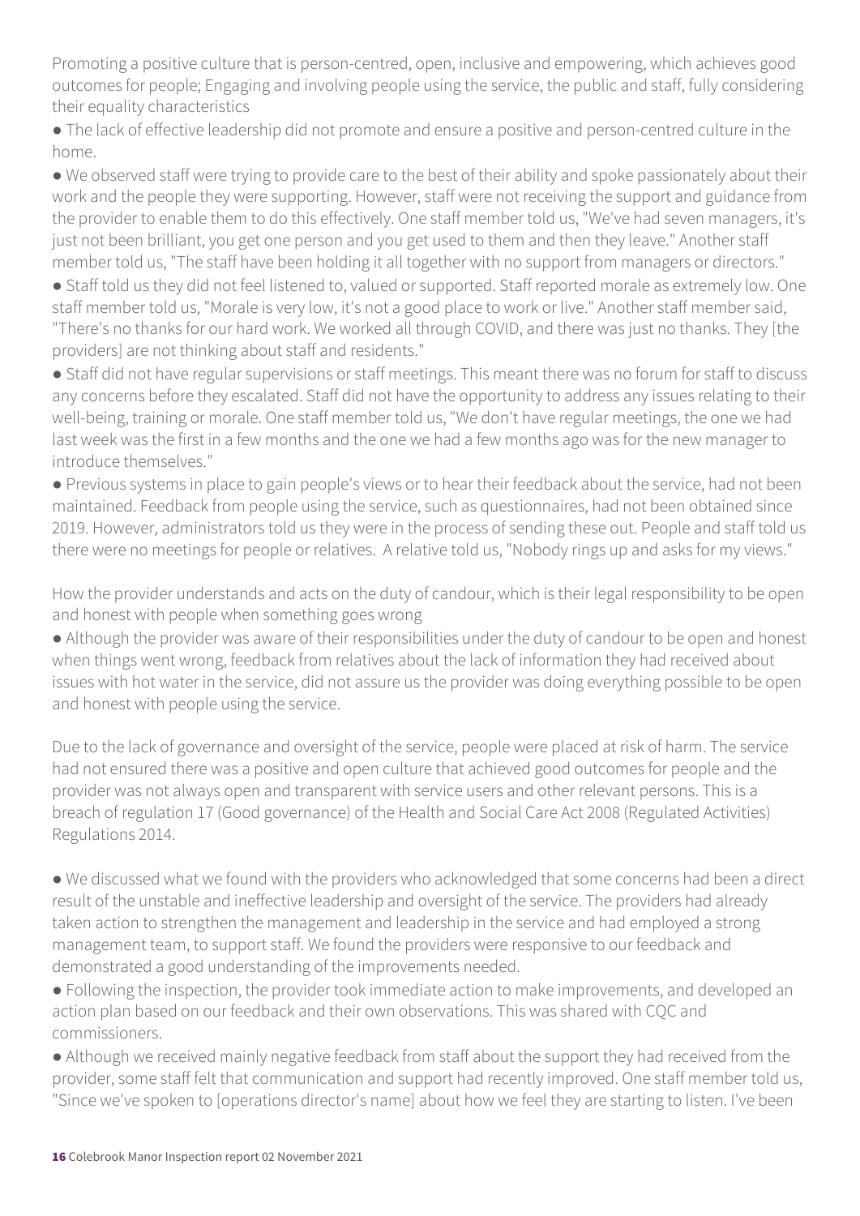Promoting a positive culture that is person-centred, open, inclusive and empowering, which achieves good outcomes for people; Engaging and involving people using the service, the public and staff, fully considering their equality characteristics

- The lack of effective leadership did not promote and ensure a positive and person-centred culture in the home.
- We observed staff were trying to provide care to the best of their ability and spoke passionately about their work and the people they were supporting. However, staff were not receiving the support and guidance from the provider to enable them to do this effectively. One staff member told us, "We've had seven managers, it's just not been brilliant, you get one person and you get used to them and then they leave." Another staff member told us, "The staff have been holding it all together with no support from managers or directors."
- Staff told us they did not feel listened to, valued or supported. Staff reported morale as extremely low. One staff member told us, "Morale is very low, it's not a good place to work or live." Another staff member said, "There's no thanks for our hard work. We worked all through COVID, and there was just no thanks. They [the providers] are not thinking about staff and residents."
- Staff did not have regular supervisions or staff meetings. This meant there was no forum for staff to discuss any concerns before they escalated. Staff did not have the opportunity to address any issues relating to their well-being, training or morale. One staff member told us, "We don't have regular meetings, the one we had last week was the first in a few months and the one we had a few months ago was for the new manager to introduce themselves."
- Previous systems in place to gain people's views or to hear their feedback about the service, had not been maintained. Feedback from people using the service, such as questionnaires, had not been obtained since 2019. However, administrators told us they were in the process of sending these out. People and staff told us there were no meetings for people or relatives. A relative told us, "Nobody rings up and asks for my views."

How the provider understands and acts on the duty of candour, which is their legal responsibility to be open and honest with people when something goes wrong

- Although the provider was aware of their responsibilities under the duty of candour to be open and honest when things went wrong, feedback from relatives about the lack of information they had received about issues with hot water in the service, did not assure us the provider was doing everything possible to be open and honest with people using the service.

Due to the lack of governance and oversight of the service, people were placed at risk of harm. The service had not ensured there was a positive and open culture that achieved good outcomes for people and the provider was not always open and transparent with service users and other relevant persons. This is a breach of regulation 17 (Good governance) of the Health and Social Care Act 2008 (Regulated Activities) Regulations 2014.

- We discussed what we found with the providers who acknowledged that some concerns had been a direct result of the unstable and ineffective leadership and oversight of the service. The providers had already taken action to strengthen the management and leadership in the service and had employed a strong management team, to support staff. We found the providers were responsive to our feedback and demonstrated a good understanding of the improvements needed.
- Following the inspection, the provider took immediate action to make improvements, and developed an action plan based on our feedback and their own observations. This was shared with CQC and commissioners.
- Although we received mainly negative feedback from staff about the support they had received from the provider, some staff felt that communication and support had recently improved. One staff member told us, "Since we've spoken to [operations director's name] about how we feel they are starting to listen. I've been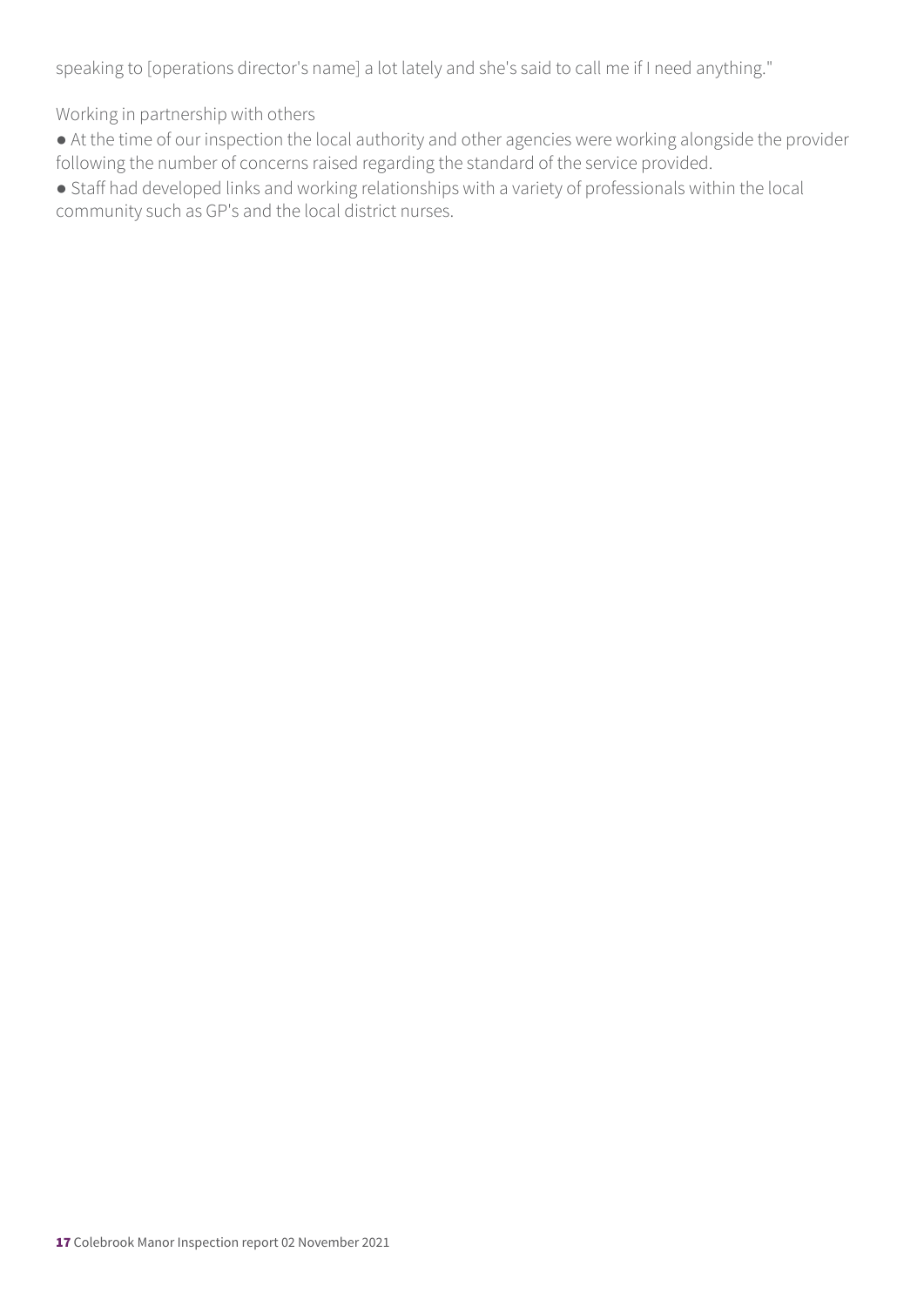speaking to [operations director's name] a lot lately and she's said to call me if I need anything."

### Working in partnership with others

- At the time of our inspection the local authority and other agencies were working alongside the provider following the number of concerns raised regarding the standard of the service provided.
- Staff had developed links and working relationships with a variety of professionals within the local community such as GP's and the local district nurses.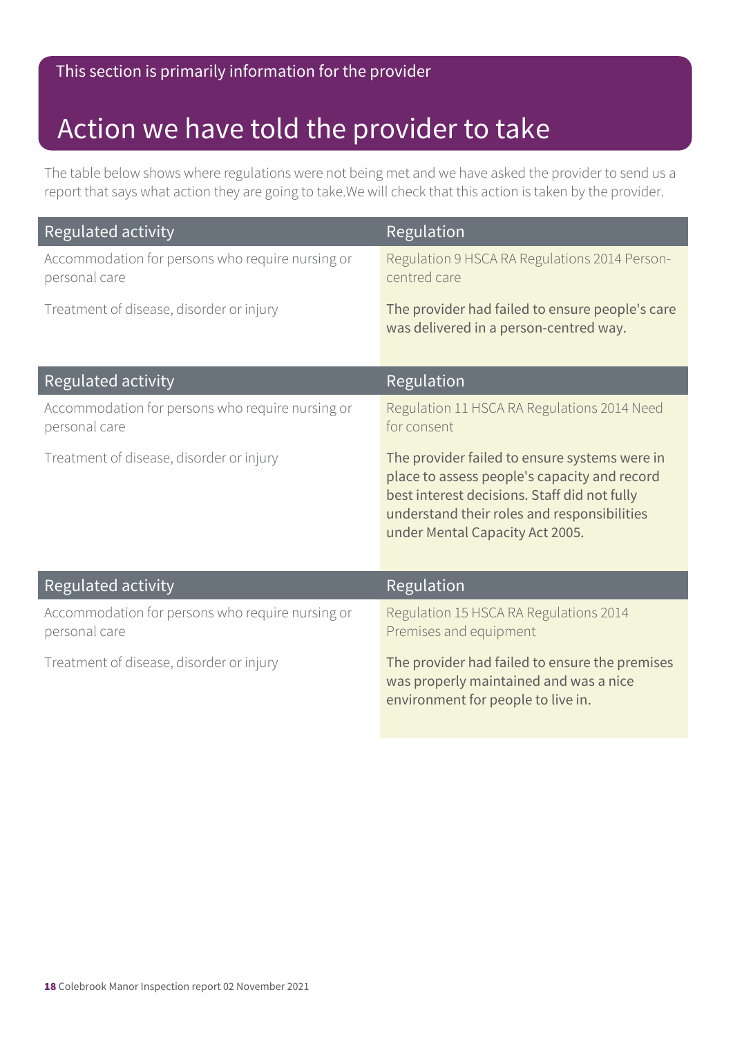This section is primarily information for the provider

# Action we have told the provider to take

The table below shows where regulations were not being met and we have asked the provider to send us a report that says what action they are going to take.We will check that this action is taken by the provider.

| Regulated activity | Regulation |
| --- | --- |
| Accommodation for persons who require nursing or personal care<br><br>Treatment of disease, disorder or injury | Regulation 9 HSCA RA Regulations 2014 Person-centred care<br><br>The provider had failed to ensure people's care was delivered in a person-centred way. |

| Regulated activity | Regulation |
| --- | --- |
| Accommodation for persons who require nursing or personal care<br><br>Treatment of disease, disorder or injury | Regulation 11 HSCA RA Regulations 2014 Need for consent<br><br>The provider failed to ensure systems were in place to assess people's capacity and record best interest decisions. Staff did not fully understand their roles and responsibilities under Mental Capacity Act 2005. |

| Regulated activity | Regulation |
| --- | --- |
| Accommodation for persons who require nursing or personal care<br><br>Treatment of disease, disorder or injury | Regulation 15 HSCA RA Regulations 2014 Premises and equipment<br><br>The provider had failed to ensure the premises was properly maintained and was a nice environment for people to live in. |